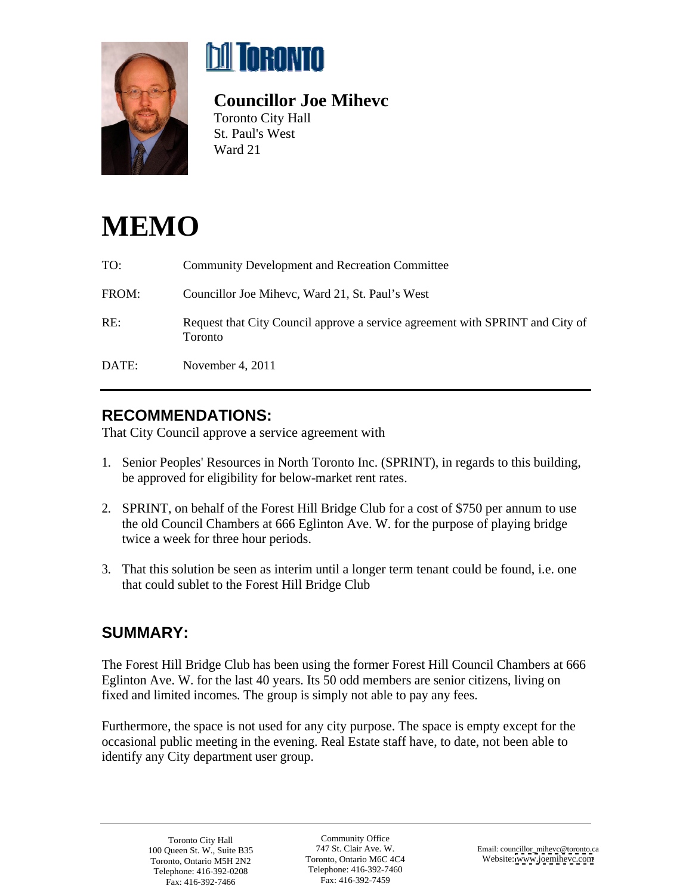TORONTO

**Councillor Joe Mihevc**
Toronto City Hall
St. Paul's West
Ward 21

# MEMO

| | |
|---|---|
| TO: | Community Development and Recreation Committee |
| FROM: | Councillor Joe Mihevc, Ward 21, St. Paul's West |
| RE: | Request that City Council approve a service agreement with SPRINT and City of Toronto |
| DATE: | November 4, 2011 |

---

## RECOMMENDATIONS:

That City Council approve a service agreement with

1. Senior Peoples' Resources in North Toronto Inc. (SPRINT), in regards to this building, be approved for eligibility for below-market rent rates.
2. SPRINT, on behalf of the Forest Hill Bridge Club for a cost of $750 per annum to use the old Council Chambers at 666 Eglinton Ave. W. for the purpose of playing bridge twice a week for three hour periods.
3. That this solution be seen as interim until a longer term tenant could be found, i.e. one that could sublet to the Forest Hill Bridge Club

## SUMMARY:

The Forest Hill Bridge Club has been using the former Forest Hill Council Chambers at 666 Eglinton Ave. W. for the last 40 years. Its 50 odd members are senior citizens, living on fixed and limited incomes. The group is simply not able to pay any fees.

Furthermore, the space is not used for any city purpose. The space is empty except for the occasional public meeting in the evening. Real Estate staff have, to date, not been able to identify any City department user group.

---

Toronto City Hall
100 Queen St. W., Suite B35
Toronto, Ontario M5H 2N2
Telephone: 416-392-0208
Fax: 416-392-7466

Community Office
747 St. Clair Ave. W.
Toronto, Ontario M6C 4C4
Telephone: 416-392-7460
Fax: 416-392-7459

Email: councillor_mihevc@toronto.ca
Website: www.joemihevc.com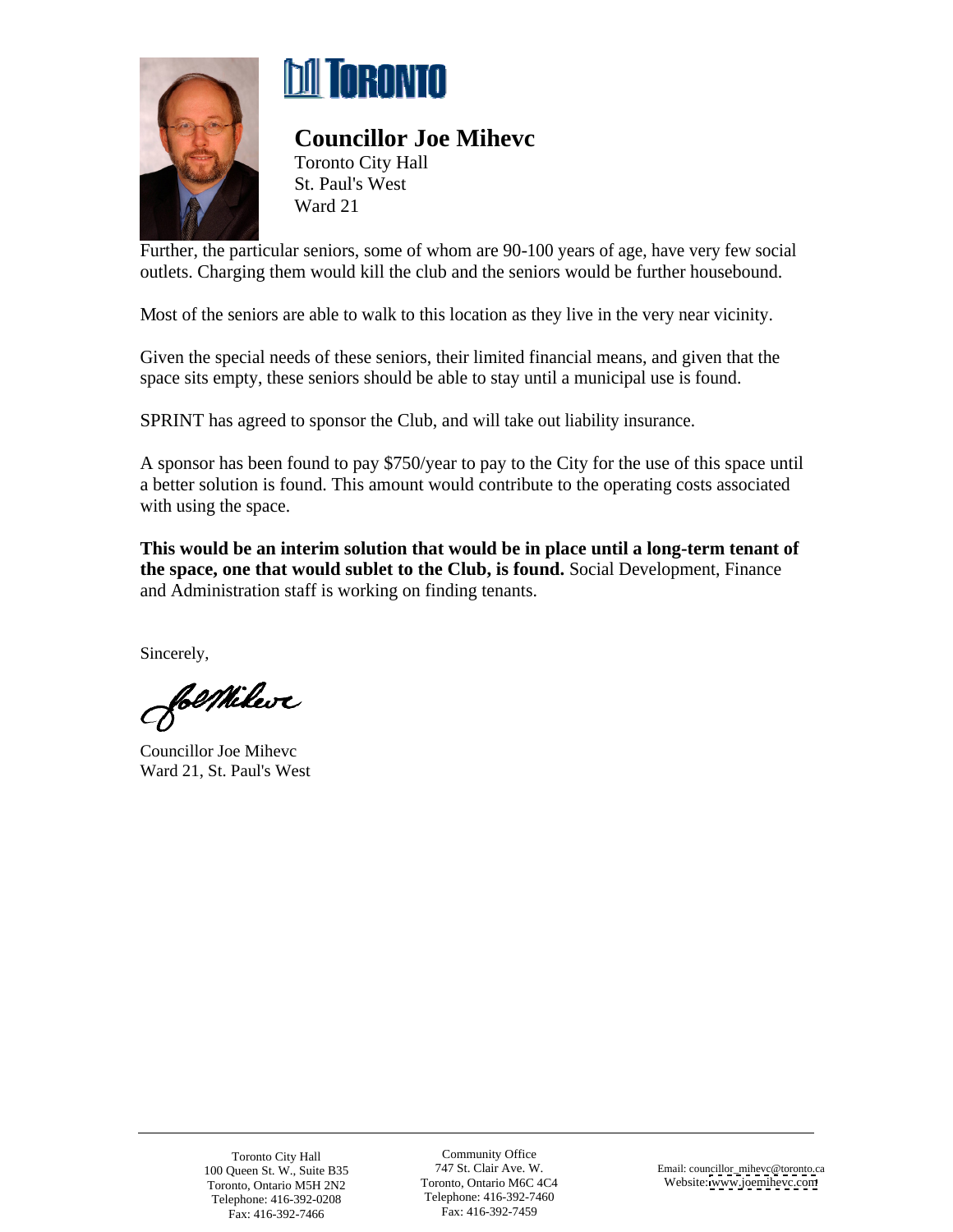**Councillor Joe Mihevc**
Toronto City Hall
St. Paul's West
Ward 21

Further, the particular seniors, some of whom are 90-100 years of age, have very few social outlets. Charging them would kill the club and the seniors would be further housebound.

Most of the seniors are able to walk to this location as they live in the very near vicinity.

Given the special needs of these seniors, their limited financial means, and given that the space sits empty, these seniors should be able to stay until a municipal use is found.

SPRINT has agreed to sponsor the Club, and will take out liability insurance.

A sponsor has been found to pay $750/year to pay to the City for the use of this space until a better solution is found. This amount would contribute to the operating costs associated with using the space.

**This would be an interim solution that would be in place until a long-term tenant of the space, one that would sublet to the Club, is found.** Social Development, Finance and Administration staff is working on finding tenants.

Sincerely,

Councillor Joe Mihevc
Ward 21, St. Paul's West

Toronto City Hall
100 Queen St. W., Suite B35
Toronto, Ontario M5H 2N2
Telephone: 416-392-0208
Fax: 416-392-7466

Community Office
747 St. Clair Ave. W.
Toronto, Ontario M6C 4C4
Telephone: 416-392-7460
Fax: 416-392-7459

Email: councillor_mihevc@toronto.ca
Website: www.joemihevc.com